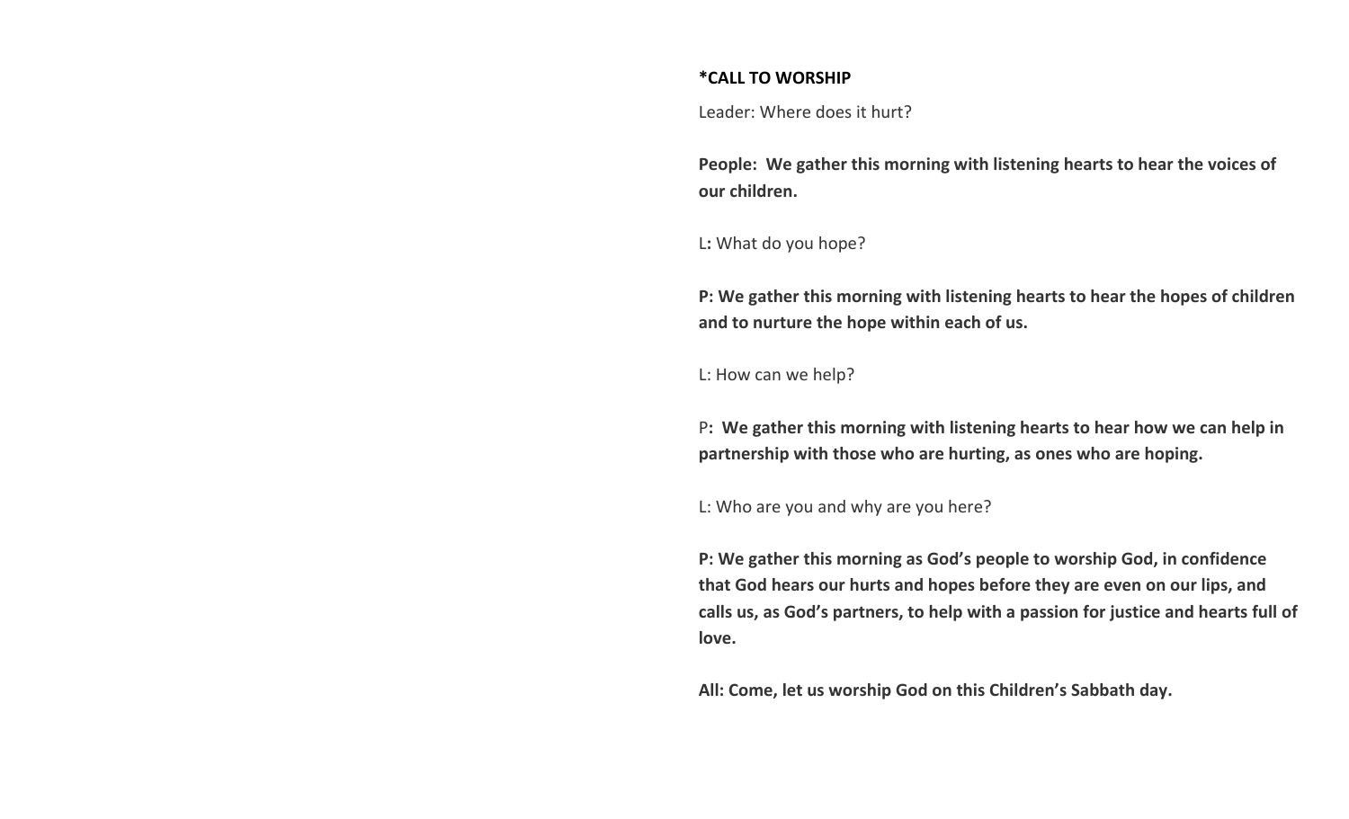**\*CALL TO WORSHIP**

Leader: Where does it hurt?

**People: We gather this morning with listening hearts to hear the voices of our children.**

L**:** What do you hope?

**P: We gather this morning with listening hearts to hear the hopes of children and to nurture the hope within each of us.**

L: How can we help?

P**: We gather this morning with listening hearts to hear how we can help in partnership with those who are hurting, as ones who are hoping.**

L: Who are you and why are you here?

**P: We gather this morning as God's people to worship God, in confidence that God hears our hurts and hopes before they are even on our lips, and calls us, as God's partners, to help with a passion for justice and hearts full of love.**

**All: Come, let us worship God on this Children's Sabbath day.**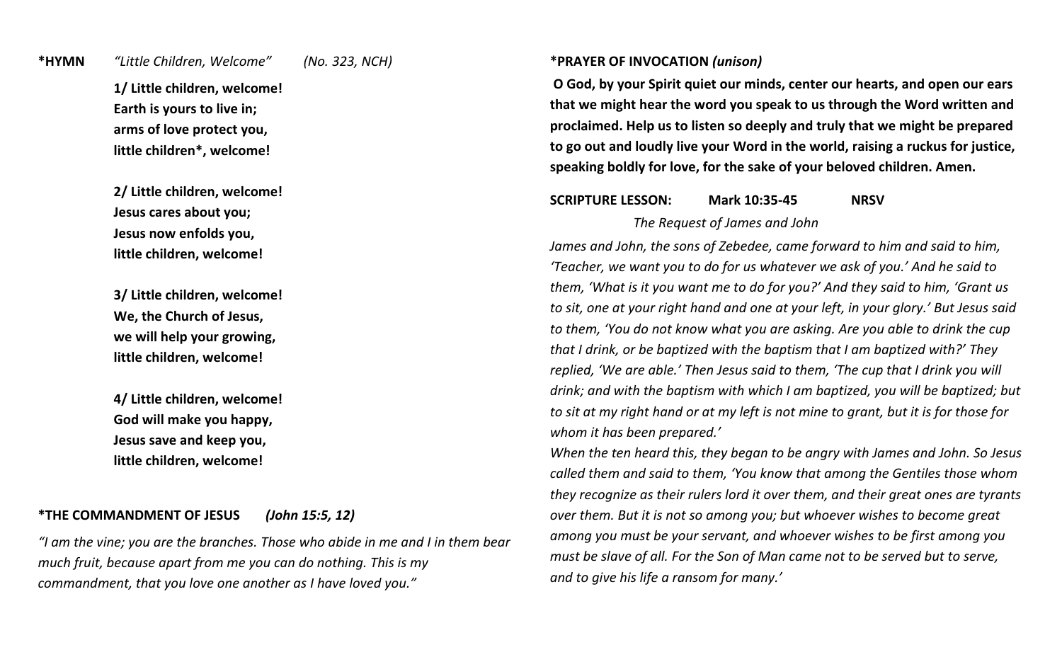**\*HYMN** *"Little Children, Welcome"* *(No. 323, NCH)*

**1/ Little children, welcome!**
**Earth is yours to live in;**
**arms of love protect you,**
**little children*, welcome!**

**2/ Little children, welcome!**
**Jesus cares about you;**
**Jesus now enfolds you,**
**little children, welcome!**

**3/ Little children, welcome!**
**We, the Church of Jesus,**
**we will help your growing,**
**little children, welcome!**

**4/ Little children, welcome!**
**God will make you happy,**
**Jesus save and keep you,**
**little children, welcome!**

**\*THE COMMANDMENT OF JESUS** ***(John 15:5, 12)***

*"I am the vine; you are the branches. Those who abide in me and I in them bear much fruit, because apart from me you can do nothing. This is my commandment, that you love one another as I have loved you."*

**\*PRAYER OF INVOCATION *(unison)***

**O God, by your Spirit quiet our minds, center our hearts, and open our ears that we might hear the word you speak to us through the Word written and proclaimed. Help us to listen so deeply and truly that we might be prepared to go out and loudly live your Word in the world, raising a ruckus for justice, speaking boldly for love, for the sake of your beloved children. Amen.**

**SCRIPTURE LESSON: Mark 10:35-45 NRSV**

*The Request of James and John*

*James and John, the sons of Zebedee, came forward to him and said to him, 'Teacher, we want you to do for us whatever we ask of you.' And he said to them, 'What is it you want me to do for you?' And they said to him, 'Grant us to sit, one at your right hand and one at your left, in your glory.' But Jesus said to them, 'You do not know what you are asking. Are you able to drink the cup that I drink, or be baptized with the baptism that I am baptized with?' They replied, 'We are able.' Then Jesus said to them, 'The cup that I drink you will drink; and with the baptism with which I am baptized, you will be baptized; but to sit at my right hand or at my left is not mine to grant, but it is for those for whom it has been prepared.'*

*When the ten heard this, they began to be angry with James and John. So Jesus called them and said to them, 'You know that among the Gentiles those whom they recognize as their rulers lord it over them, and their great ones are tyrants over them. But it is not so among you; but whoever wishes to become great among you must be your servant, and whoever wishes to be first among you must be slave of all. For the Son of Man came not to be served but to serve, and to give his life a ransom for many.'*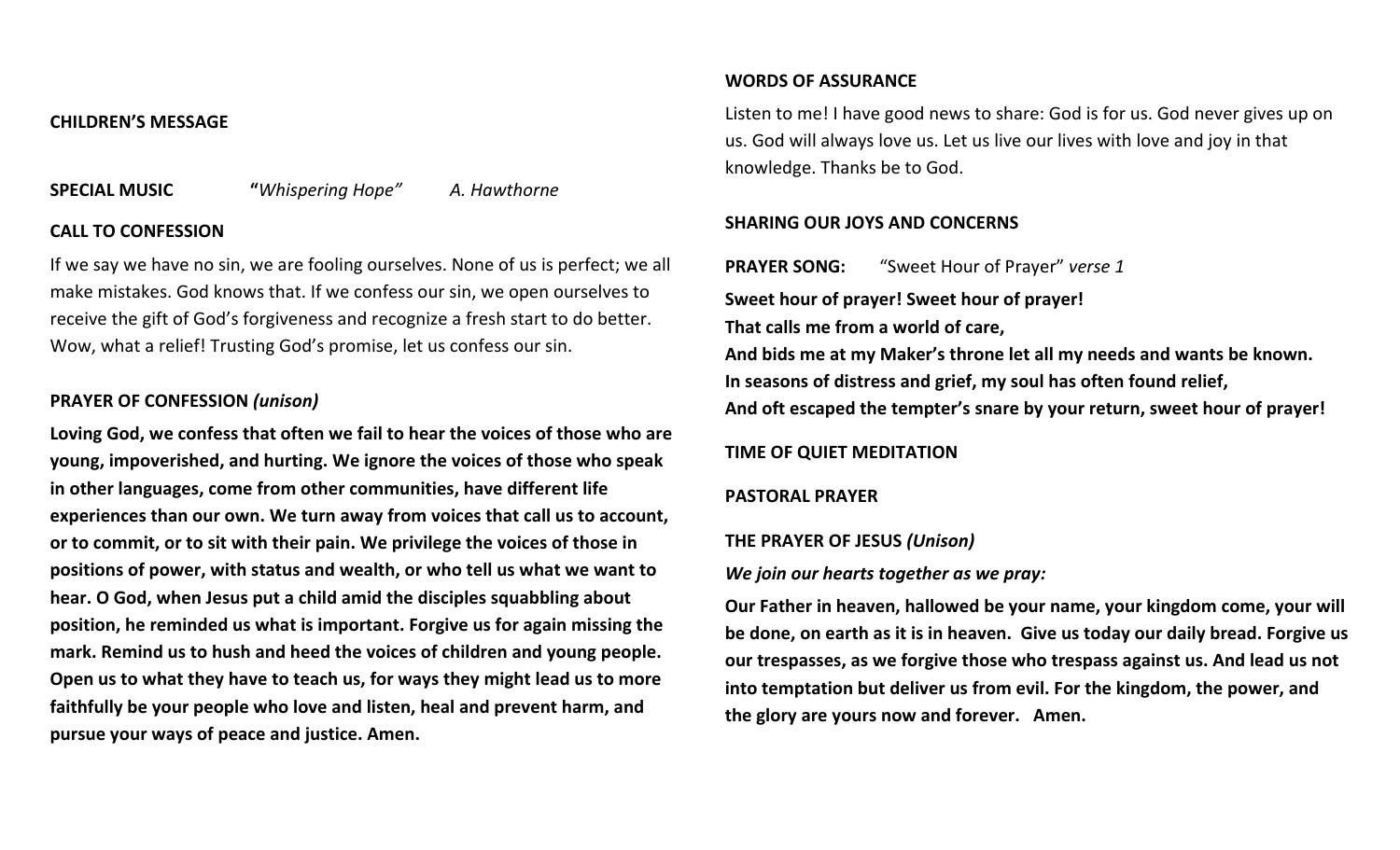**CHILDREN'S MESSAGE**

**SPECIAL MUSIC** **"***Whispering Hope"* *A. Hawthorne*

**CALL TO CONFESSION**

If we say we have no sin, we are fooling ourselves. None of us is perfect; we all make mistakes. God knows that. If we confess our sin, we open ourselves to receive the gift of God's forgiveness and recognize a fresh start to do better. Wow, what a relief! Trusting God's promise, let us confess our sin.

**PRAYER OF CONFESSION** ***(unison)***

**Loving God, we confess that often we fail to hear the voices of those who are young, impoverished, and hurting. We ignore the voices of those who speak in other languages, come from other communities, have different life experiences than our own. We turn away from voices that call us to account, or to commit, or to sit with their pain. We privilege the voices of those in positions of power, with status and wealth, or who tell us what we want to hear. O God, when Jesus put a child amid the disciples squabbling about position, he reminded us what is important. Forgive us for again missing the mark. Remind us to hush and heed the voices of children and young people. Open us to what they have to teach us, for ways they might lead us to more faithfully be your people who love and listen, heal and prevent harm, and pursue your ways of peace and justice. Amen.**

**WORDS OF ASSURANCE**

Listen to me! I have good news to share: God is for us. God never gives up on us. God will always love us. Let us live our lives with love and joy in that knowledge. Thanks be to God.

**SHARING OUR JOYS AND CONCERNS**

**PRAYER SONG:** "Sweet Hour of Prayer" *verse 1*

**Sweet hour of prayer! Sweet hour of prayer!**
**That calls me from a world of care,**
**And bids me at my Maker's throne let all my needs and wants be known.**
**In seasons of distress and grief, my soul has often found relief,**
**And oft escaped the tempter's snare by your return, sweet hour of prayer!**

**TIME OF QUIET MEDITATION**

**PASTORAL PRAYER**

**THE PRAYER OF JESUS** ***(Unison)***

***We join our hearts together as we pray:***

**Our Father in heaven, hallowed be your name, your kingdom come, your will be done, on earth as it is in heaven. Give us today our daily bread. Forgive us our trespasses, as we forgive those who trespass against us. And lead us not into temptation but deliver us from evil. For the kingdom, the power, and the glory are yours now and forever. Amen.**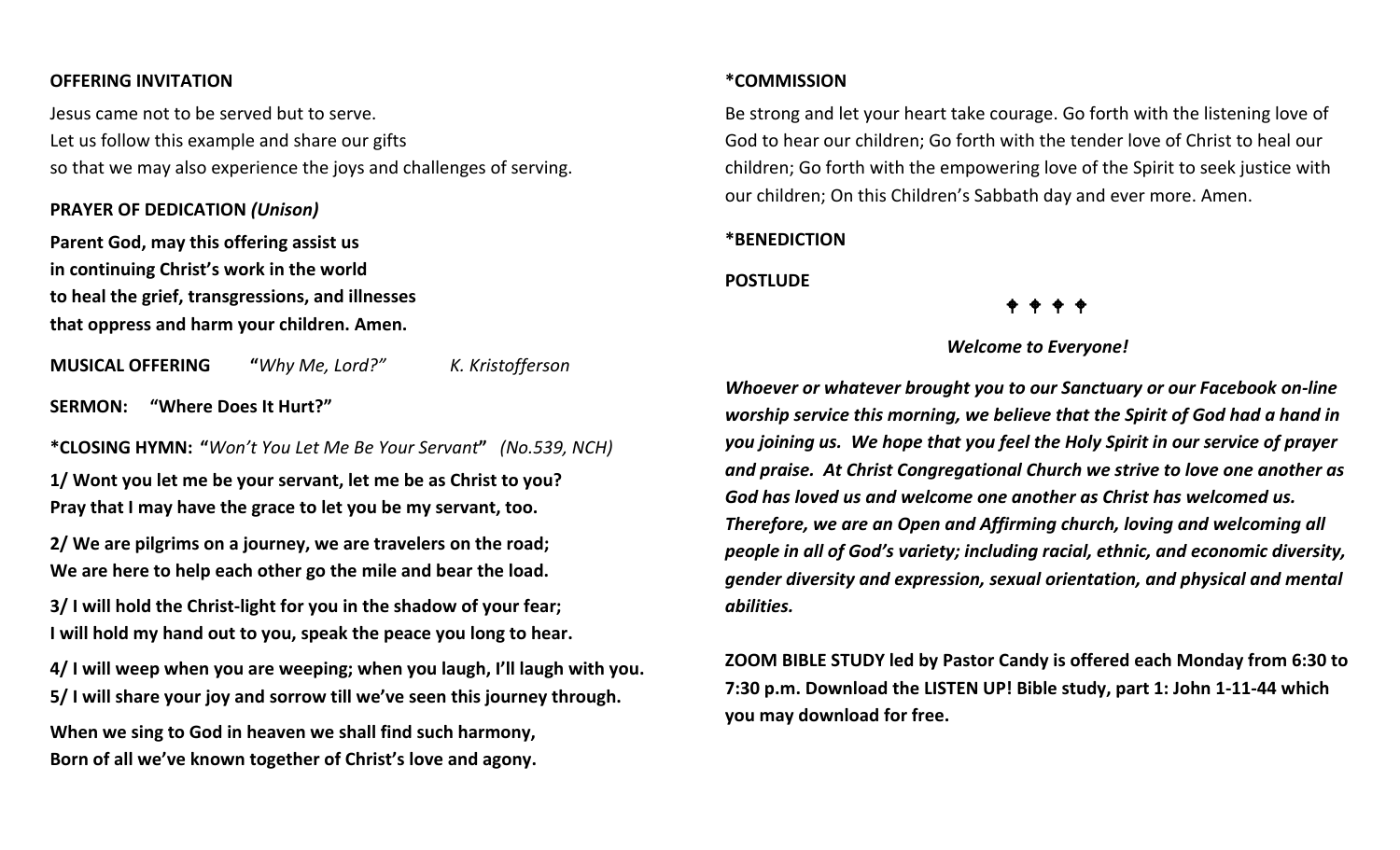**OFFERING INVITATION**

Jesus came not to be served but to serve.
Let us follow this example and share our gifts
so that we may also experience the joys and challenges of serving.

**PRAYER OF DEDICATION *(Unison)***

**Parent God, may this offering assist us
in continuing Christ's work in the world
to heal the grief, transgressions, and illnesses
that oppress and harm your children. Amen.**

**MUSICAL OFFERING** **"***Why Me, Lord?"* *K. Kristofferson*

**SERMON: "Where Does It Hurt?"**

**\*CLOSING HYMN: "***Won't You Let Me Be Your Servant***"** *(No.539, NCH)*

**1/ Wont you let me be your servant, let me be as Christ to you?
Pray that I may have the grace to let you be my servant, too.**

**2/ We are pilgrims on a journey, we are travelers on the road;
We are here to help each other go the mile and bear the load.**

**3/ I will hold the Christ-light for you in the shadow of your fear;
I will hold my hand out to you, speak the peace you long to hear.**

**4/ I will weep when you are weeping; when you laugh, I'll laugh with you.
5/ I will share your joy and sorrow till we've seen this journey through.**

**When we sing to God in heaven we shall find such harmony,
Born of all we've known together of Christ's love and agony.**

**\*COMMISSION**

Be strong and let your heart take courage. Go forth with the listening love of God to hear our children; Go forth with the tender love of Christ to heal our children; Go forth with the empowering love of the Spirit to seek justice with our children; On this Children's Sabbath day and ever more. Amen.

**\*BENEDICTION**

**POSTLUDE**

✦ ✦ ✦ ✦

***Welcome to Everyone!***

***Whoever or whatever brought you to our Sanctuary or our Facebook on-line worship service this morning, we believe that the Spirit of God had a hand in you joining us. We hope that you feel the Holy Spirit in our service of prayer and praise. At Christ Congregational Church we strive to love one another as God has loved us and welcome one another as Christ has welcomed us. Therefore, we are an Open and Affirming church, loving and welcoming all people in all of God's variety; including racial, ethnic, and economic diversity, gender diversity and expression, sexual orientation, and physical and mental abilities.***

**ZOOM BIBLE STUDY led by Pastor Candy is offered each Monday from 6:30 to 7:30 p.m. Download the LISTEN UP! Bible study, part 1: John 1-11-44 which you may download for free.**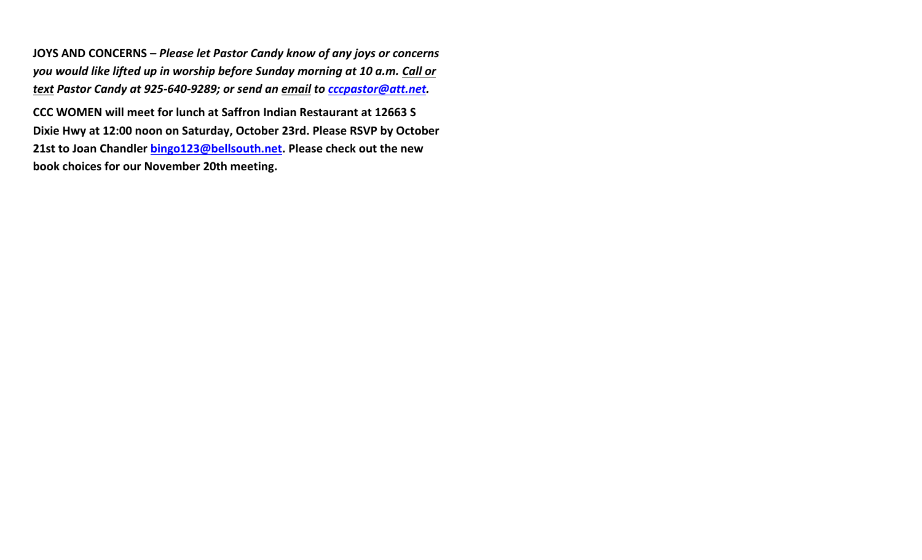**JOYS AND CONCERNS –** ***Please let Pastor Candy know of any joys or concerns you would like lifted up in worship before Sunday morning at 10 a.m. Call or text Pastor Candy at 925-640-9289; or send an email to cccpastor@att.net.***

**CCC WOMEN will meet for lunch at Saffron Indian Restaurant at 12663 S Dixie Hwy at 12:00 noon on Saturday, October 23rd. Please RSVP by October 21st to Joan Chandler bingo123@bellsouth.net. Please check out the new book choices for our November 20th meeting.**